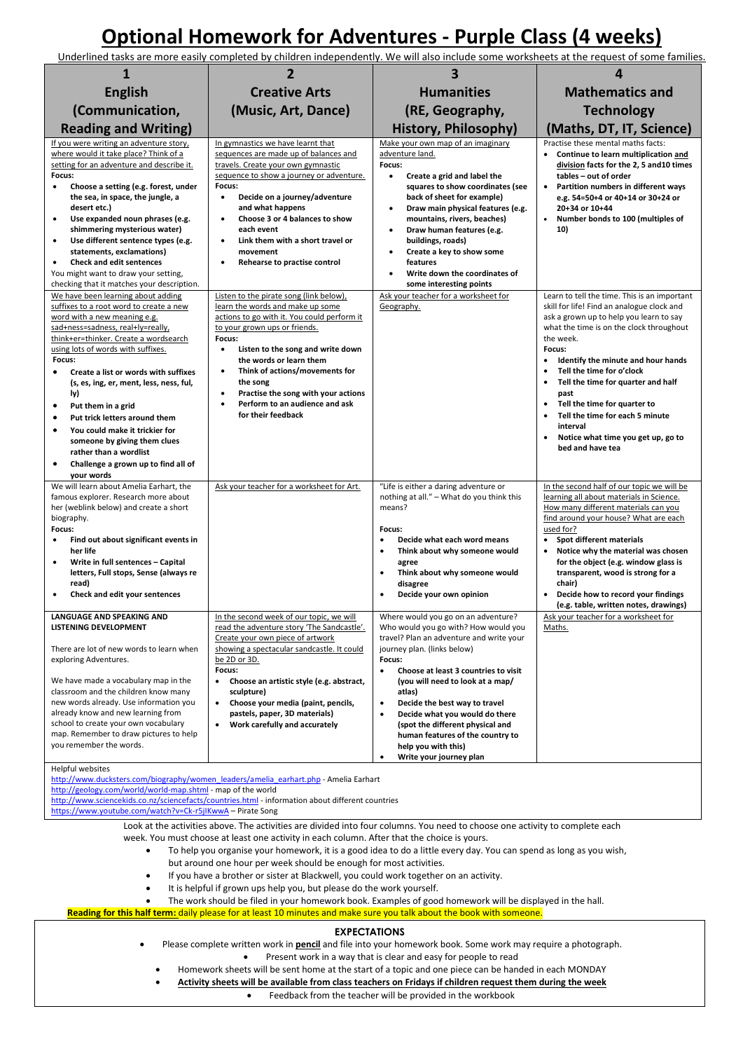# Optional Homework for Adventures - Purple Class (4 weeks)

Underlined tasks are more easily completed by children independently. We will also include some worksheets at the request of some families.

| 1 English (Communication, Reading and Writing) | 2 Creative Arts (Music, Art, Dance) | 3 Humanities (RE, Geography, History, Philosophy) | 4 Mathematics and Technology (Maths, DT, IT, Science) |
|---|---|---|---|
| If you were writing an adventure story, where would it take place? Think of a setting for an adventure and describe it. **Focus:** • **Choose a setting (e.g. forest, under the sea, in space, the jungle, a desert etc.)** • **Use expanded noun phrases (e.g. shimmering mysterious water)** • **Use different sentence types (e.g. statements, exclamations)** • **Check and edit sentences** You might want to draw your setting, checking that it matches your description. | In gymnastics we have learnt that sequences are made up of balances and travels. Create your own gymnastic sequence to show a journey or adventure. **Focus:** • **Decide on a journey/adventure and what happens** • **Choose 3 or 4 balances to show each event** • **Link them with a short travel or movement** • **Rehearse to practise control** | Make your own map of an imaginary adventure land. **Focus:** • **Create a grid and label the squares to show coordinates (see back of sheet for example)** • **Draw main physical features (e.g. mountains, rivers, beaches)** • **Draw human features (e.g. buildings, roads)** • **Create a key to show some features** • **Write down the coordinates of some interesting points** | Practise these mental maths facts: • **Continue to learn multiplication and division facts for the 2, 5 and10 times tables – out of order** • **Partition numbers in different ways e.g. 54=50+4 or 40+14 or 30+24 or 20+34 or 10+44** • **Number bonds to 100 (multiples of 10)** |
| We have been learning about adding suffixes to a root word to create a new word with a new meaning e.g. sad+ness=sadness, real+ly=really, think+er=thinker. Create a wordsearch using lots of words with suffixes. **Focus:** • **Create a list or words with suffixes (s, es, ing, er, ment, less, ness, ful, ly)** • **Put them in a grid** • **Put trick letters around them** • **You could make it trickier for someone by giving them clues rather than a wordlist** • **Challenge a grown up to find all of your words** | Listen to the pirate song (link below), learn the words and make up some actions to go with it. You could perform it to your grown ups or friends. **Focus:** • **Listen to the song and write down the words or learn them** • **Think of actions/movements for the song** • **Practise the song with your actions** • **Perform to an audience and ask for their feedback** | Ask your teacher for a worksheet for Geography. | Learn to tell the time. This is an important skill for life! Find an analogue clock and ask a grown up to help you learn to say what the time is on the clock throughout the week. **Focus:** • **Identify the minute and hour hands** • **Tell the time for o'clock** • **Tell the time for quarter and half past** • **Tell the time for quarter to** • **Tell the time for each 5 minute interval** • **Notice what time you get up, go to bed and have tea** |
| We will learn about Amelia Earhart, the famous explorer. Research more about her (weblink below) and create a short biography. **Focus:** • **Find out about significant events in her life** • **Write in full sentences – Capital letters, Full stops, Sense (always re read)** • **Check and edit your sentences** | Ask your teacher for a worksheet for Art. | "Life is either a daring adventure or nothing at all." – What do you think this means? **Focus:** • **Decide what each word means** • **Think about why someone would agree** • **Think about why someone would disagree** • **Decide your own opinion** | In the second half of our topic we will be learning all about materials in Science. How many different materials can you find around your house? What are each used for? • **Spot different materials** • **Notice why the material was chosen for the object (e.g. window glass is transparent, wood is strong for a chair)** • **Decide how to record your findings (e.g. table, written notes, drawings)** |
| **LANGUAGE AND SPEAKING AND LISTENING DEVELOPMENT** There are lot of new words to learn when exploring Adventures. We have made a vocabulary map in the classroom and the children know many new words already. Use information you already know and new learning from school to create your own vocabulary map. Remember to draw pictures to help you remember the words. | In the second week of our topic, we will read the adventure story 'The Sandcastle'. Create your own piece of artwork showing a spectacular sandcastle. It could be 2D or 3D. **Focus:** • **Choose an artistic style (e.g. abstract, sculpture)** • **Choose your media (paint, pencils, pastels, paper, 3D materials)** • **Work carefully and accurately** | Where would you go on an adventure? Who would you go with? How would you travel? Plan an adventure and write your journey plan. (links below) **Focus:** • **Choose at least 3 countries to visit (you will need to look at a map/ atlas)** • **Decide the best way to travel** • **Decide what you would do there (spot the different physical and human features of the country to help you with this)** • **Write your journey plan** | Ask your teacher for a worksheet for Maths. |

Helpful websites
http://www.ducksters.com/biography/women_leaders/amelia_earhart.php - Amelia Earhart
http://geology.com/world/world-map.shtml - map of the world
http://www.sciencekids.co.nz/sciencefacts/countries.html - information about different countries
https://www.youtube.com/watch?v=Ck-r5jlKwwA – Pirate Song

Look at the activities above. The activities are divided into four columns. You need to choose one activity to complete each week. You must choose at least one activity in each column. After that the choice is yours.

- To help you organise your homework, it is a good idea to do a little every day. You can spend as long as you wish, but around one hour per week should be enough for most activities.
- If you have a brother or sister at Blackwell, you could work together on an activity.
- It is helpful if grown ups help you, but please do the work yourself.
- The work should be filed in your homework book. Examples of good homework will be displayed in the hall.

**Reading for this half term:** daily please for at least 10 minutes and make sure you talk about the book with someone.

**EXPECTATIONS**

- Please complete written work in **pencil** and file into your homework book. Some work may require a photograph.
- Present work in a way that is clear and easy for people to read
- Homework sheets will be sent home at the start of a topic and one piece can be handed in each MONDAY
- **Activity sheets will be available from class teachers on Fridays if children request them during the week**
- Feedback from the teacher will be provided in the workbook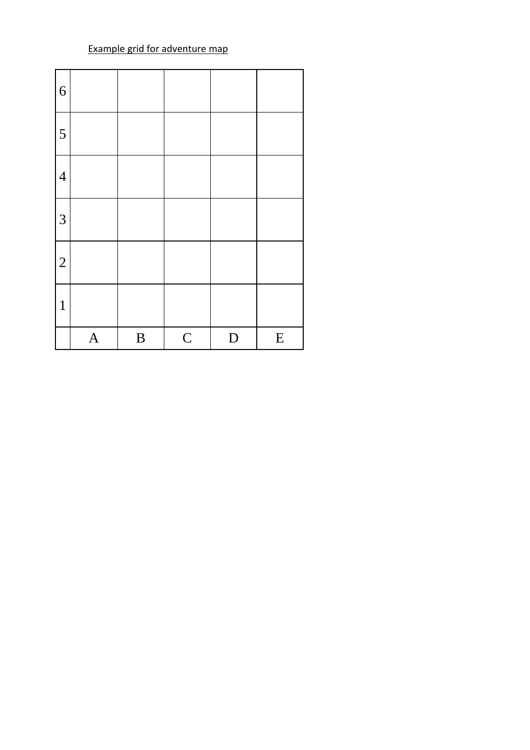Example grid for adventure map

| | | | | | |
|---|---|---|---|---|---|
| 6 | | | | | |
| 5 | | | | | |
| 4 | | | | | |
| 3 | | | | | |
| 2 | | | | | |
| 1 | | | | | |
| | A | B | C | D | E |